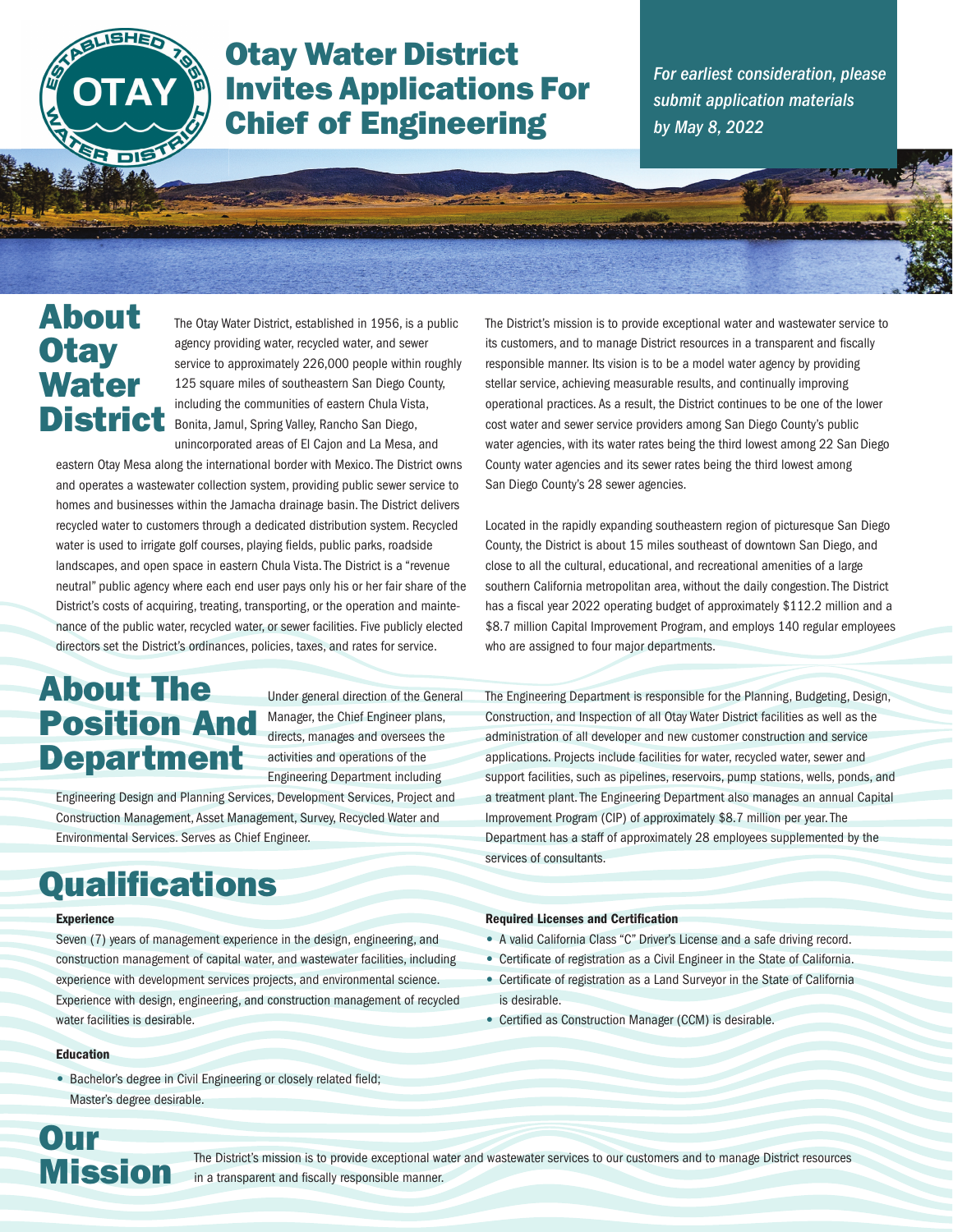# Otay Water District Invites Applications For Chief of Engineering

*For earliest consideration, please submit application materials by May 8, 2022*

## About Otay Water District

The Otay Water District, established in 1956, is a public agency providing water, recycled water, and sewer service to approximately 226,000 people within roughly 125 square miles of southeastern San Diego County, including the communities of eastern Chula Vista, Bonita, Jamul, Spring Valley, Rancho San Diego, unincorporated areas of El Cajon and La Mesa, and eastern Otay Mesa along the international border with Mexico. The District owns and operates a wastewater collection system, providing public sewer service to homes and businesses within the Jamacha drainage basin. The District delivers recycled water to customers through a dedicated distribution system. Recycled water is used to irrigate golf courses, playing fields, public parks, roadside landscapes, and open space in eastern Chula Vista. The District is a "revenue neutral" public agency where each end user pays only his or her fair share of the District's costs of acquiring, treating, transporting, or the operation and maintenance of the public water, recycled water, or sewer facilities. Five publicly elected directors set the District's ordinances, policies, taxes, and rates for service.

The District's mission is to provide exceptional water and wastewater service to its customers, and to manage District resources in a transparent and fiscally responsible manner. Its vision is to be a model water agency by providing stellar service, achieving measurable results, and continually improving operational practices. As a result, the District continues to be one of the lower cost water and sewer service providers among San Diego County's public water agencies, with its water rates being the third lowest among 22 San Diego County water agencies and its sewer rates being the third lowest among San Diego County's 28 sewer agencies.

Located in the rapidly expanding southeastern region of picturesque San Diego County, the District is about 15 miles southeast of downtown San Diego, and close to all the cultural, educational, and recreational amenities of a large southern California metropolitan area, without the daily congestion. The District has a fiscal year 2022 operating budget of approximately $112.2 million and a $8.7 million Capital Improvement Program, and employs 140 regular employees who are assigned to four major departments.

## About The Position And Department

Under general direction of the General Manager, the Chief Engineer plans, directs, manages and oversees the activities and operations of the Engineering Department including Engineering Design and Planning Services, Development Services, Project and Construction Management, Asset Management, Survey, Recycled Water and Environmental Services. Serves as Chief Engineer.

The Engineering Department is responsible for the Planning, Budgeting, Design, Construction, and Inspection of all Otay Water District facilities as well as the administration of all developer and new customer construction and service applications. Projects include facilities for water, recycled water, sewer and support facilities, such as pipelines, reservoirs, pump stations, wells, ponds, and a treatment plant. The Engineering Department also manages an annual Capital Improvement Program (CIP) of approximately $8.7 million per year. The Department has a staff of approximately 28 employees supplemented by the services of consultants.

## Qualifications

**Experience**

Seven (7) years of management experience in the design, engineering, and construction management of capital water, and wastewater facilities, including experience with development services projects, and environmental science. Experience with design, engineering, and construction management of recycled water facilities is desirable.

**Education**

- Bachelor's degree in Civil Engineering or closely related field; Master's degree desirable.

**Required Licenses and Certification**

- A valid California Class "C" Driver's License and a safe driving record.
- Certificate of registration as a Civil Engineer in the State of California.
- Certificate of registration as a Land Surveyor in the State of California is desirable.
- Certified as Construction Manager (CCM) is desirable.

## Our Mission

The District's mission is to provide exceptional water and wastewater services to our customers and to manage District resources in a transparent and fiscally responsible manner.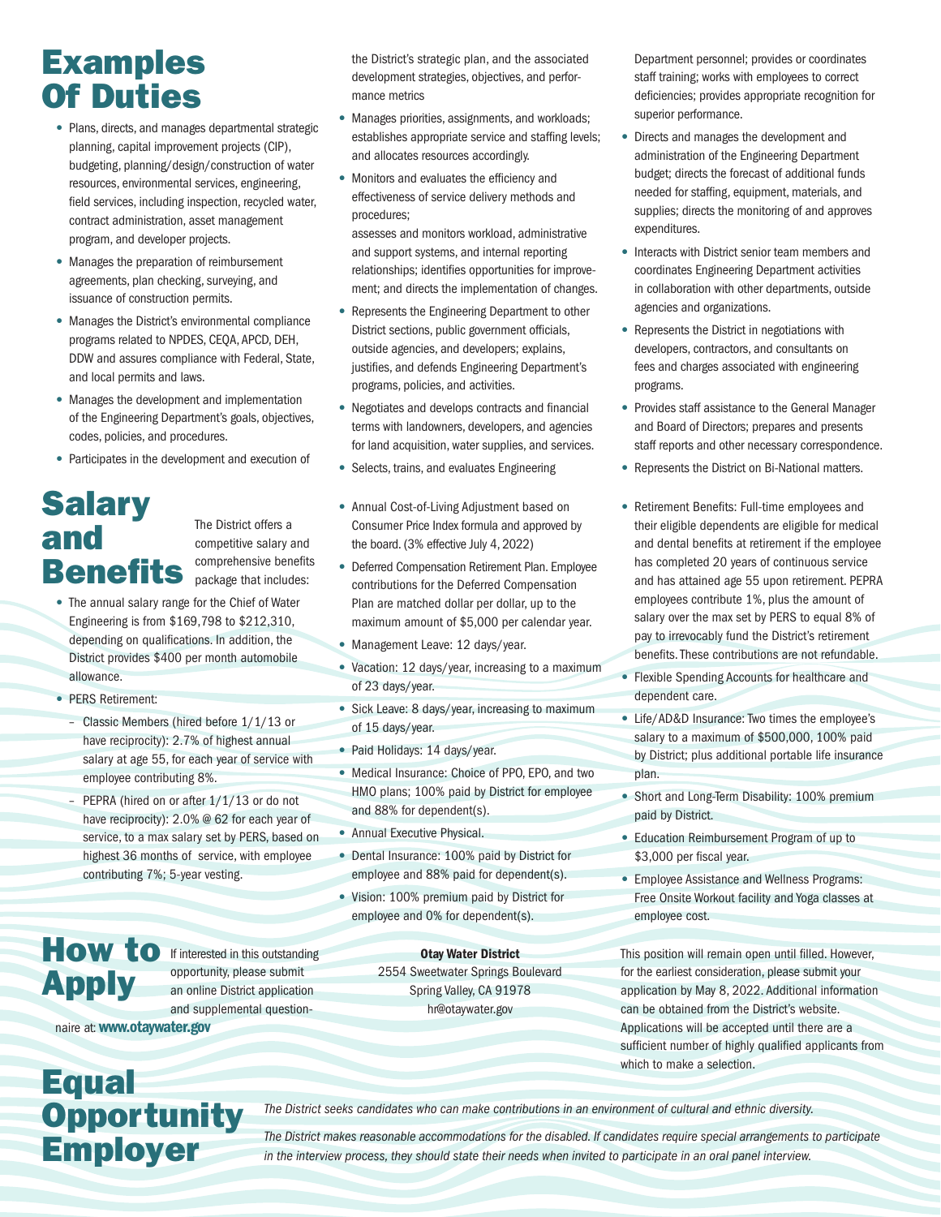# Examples Of Duties

- Plans, directs, and manages departmental strategic planning, capital improvement projects (CIP), budgeting, planning/design/construction of water resources, environmental services, engineering, field services, including inspection, recycled water, contract administration, asset management program, and developer projects.
- Manages the preparation of reimbursement agreements, plan checking, surveying, and issuance of construction permits.
- Manages the District's environmental compliance programs related to NPDES, CEQA, APCD, DEH, DDW and assures compliance with Federal, State, and local permits and laws.
- Manages the development and implementation of the Engineering Department's goals, objectives, codes, policies, and procedures.
- Participates in the development and execution of the District's strategic plan, and the associated development strategies, objectives, and performance metrics
- Manages priorities, assignments, and workloads; establishes appropriate service and staffing levels; and allocates resources accordingly.
- Monitors and evaluates the efficiency and effectiveness of service delivery methods and procedures;

  assesses and monitors workload, administrative and support systems, and internal reporting relationships; identifies opportunities for improvement; and directs the implementation of changes.
- Represents the Engineering Department to other District sections, public government officials, outside agencies, and developers; explains, justifies, and defends Engineering Department's programs, policies, and activities.
- Negotiates and develops contracts and financial terms with landowners, developers, and agencies for land acquisition, water supplies, and services.
- Selects, trains, and evaluates Engineering Department personnel; provides or coordinates staff training; works with employees to correct deficiencies; provides appropriate recognition for superior performance.
- Directs and manages the development and administration of the Engineering Department budget; directs the forecast of additional funds needed for staffing, equipment, materials, and supplies; directs the monitoring of and approves expenditures.
- Interacts with District senior team members and coordinates Engineering Department activities in collaboration with other departments, outside agencies and organizations.
- Represents the District in negotiations with developers, contractors, and consultants on fees and charges associated with engineering programs.
- Provides staff assistance to the General Manager and Board of Directors; prepares and presents staff reports and other necessary correspondence.
- Represents the District on Bi-National matters.

# Salary and Benefits

The District offers a competitive salary and comprehensive benefits package that includes:

- The annual salary range for the Chief of Water Engineering is from $169,798 to $212,310, depending on qualifications. In addition, the District provides $400 per month automobile allowance.
- PERS Retirement:
  - Classic Members (hired before 1/1/13 or have reciprocity): 2.7% of highest annual salary at age 55, for each year of service with employee contributing 8%.
  - PEPRA (hired on or after 1/1/13 or do not have reciprocity): 2.0% @ 62 for each year of service, to a max salary set by PERS, based on highest 36 months of service, with employee contributing 7%; 5-year vesting.
- Annual Cost-of-Living Adjustment based on Consumer Price Index formula and approved by the board. (3% effective July 4, 2022)
- Deferred Compensation Retirement Plan. Employee contributions for the Deferred Compensation Plan are matched dollar per dollar, up to the maximum amount of $5,000 per calendar year.
- Management Leave: 12 days/year.
- Vacation: 12 days/year, increasing to a maximum of 23 days/year.
- Sick Leave: 8 days/year, increasing to maximum of 15 days/year.
- Paid Holidays: 14 days/year.
- Medical Insurance: Choice of PPO, EPO, and two HMO plans; 100% paid by District for employee and 88% for dependent(s).
- Annual Executive Physical.
- Dental Insurance: 100% paid by District for employee and 88% paid for dependent(s).
- Vision: 100% premium paid by District for employee and 0% for dependent(s).
- Retirement Benefits: Full-time employees and their eligible dependents are eligible for medical and dental benefits at retirement if the employee has completed 20 years of continuous service and has attained age 55 upon retirement. PEPRA employees contribute 1%, plus the amount of salary over the max set by PERS to equal 8% of pay to irrevocably fund the District's retirement benefits. These contributions are not refundable.
- Flexible Spending Accounts for healthcare and dependent care.
- Life/AD&D Insurance: Two times the employee's salary to a maximum of $500,000, 100% paid by District; plus additional portable life insurance plan.
- Short and Long-Term Disability: 100% premium paid by District.
- Education Reimbursement Program of up to $3,000 per fiscal year.
- Employee Assistance and Wellness Programs: Free Onsite Workout facility and Yoga classes at employee cost.

# How to Apply

If interested in this outstanding opportunity, please submit an online District application and supplemental questionnaire at: **www.otaywater.gov**

**Otay Water District**
2554 Sweetwater Springs Boulevard
Spring Valley, CA 91978
hr@otaywater.gov

This position will remain open until filled. However, for the earliest consideration, please submit your application by May 8, 2022. Additional information can be obtained from the District's website. Applications will be accepted until there are a sufficient number of highly qualified applicants from which to make a selection.

# Equal Opportunity Employer

*The District seeks candidates who can make contributions in an environment of cultural and ethnic diversity.*

*The District makes reasonable accommodations for the disabled. If candidates require special arrangements to participate in the interview process, they should state their needs when invited to participate in an oral panel interview.*